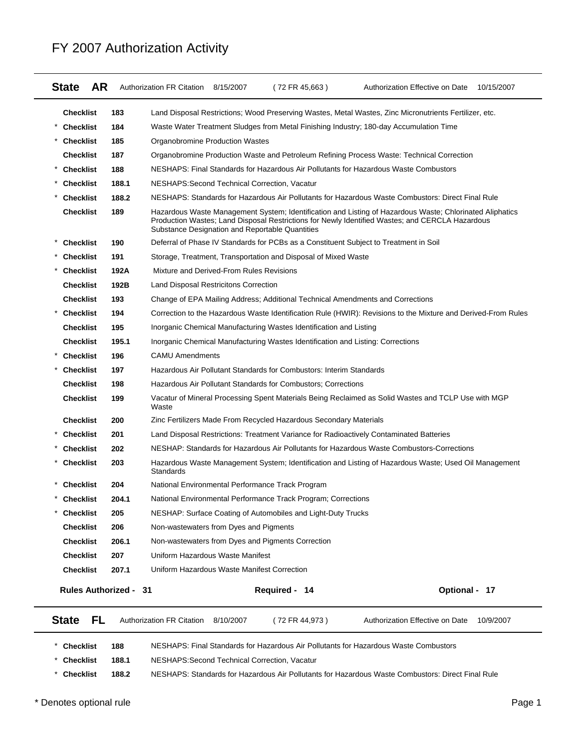# FY 2007 Authorization Activity

**State AR** Authorization FR Citation 8/15/2007 ( 72 FR 45,663 ) Authorization Effective on Date 10/15/2007

| | Checklist | Description |
|---|---|---|
| | **Checklist 183** | Land Disposal Restrictions; Wood Preserving Wastes, Metal Wastes, Zinc Micronutrients Fertilizer, etc. |
| * | **Checklist 184** | Waste Water Treatment Sludges from Metal Finishing Industry; 180-day Accumulation Time |
| * | **Checklist 185** | Organobromine Production Wastes |
| | **Checklist 187** | Organobromine Production Waste and Petroleum Refining Process Waste: Technical Correction |
| * | **Checklist 188** | NESHAPS: Final Standards for Hazardous Air Pollutants for Hazardous Waste Combustors |
| * | **Checklist 188.1** | NESHAPS:Second Technical Correction, Vacatur |
| * | **Checklist 188.2** | NESHAPS: Standards for Hazardous Air Pollutants for Hazardous Waste Combustors: Direct Final Rule |
| | **Checklist 189** | Hazardous Waste Management System; Identification and Listing of Hazardous Waste; Chlorinated Aliphatics Production Wastes; Land Disposal Restrictions for Newly Identified Wastes; and CERCLA Hazardous Substance Designation and Reportable Quantities |
| * | **Checklist 190** | Deferral of Phase IV Standards for PCBs as a Constituent Subject to Treatment in Soil |
| * | **Checklist 191** | Storage, Treatment, Transportation and Disposal of Mixed Waste |
| * | **Checklist 192A** | Mixture and Derived-From Rules Revisions |
| | **Checklist 192B** | Land Disposal Restricitons Correction |
| | **Checklist 193** | Change of EPA Mailing Address; Additional Technical Amendments and Corrections |
| * | **Checklist 194** | Correction to the Hazardous Waste Identification Rule (HWIR): Revisions to the Mixture and Derived-From Rules |
| | **Checklist 195** | Inorganic Chemical Manufacturing Wastes Identification and Listing |
| | **Checklist 195.1** | Inorganic Chemical Manufacturing Wastes Identification and Listing: Corrections |
| * | **Checklist 196** | CAMU Amendments |
| * | **Checklist 197** | Hazardous Air Pollutant Standards for Combustors: Interim Standards |
| | **Checklist 198** | Hazardous Air Pollutant Standards for Combustors; Corrections |
| | **Checklist 199** | Vacatur of Mineral Processing Spent Materials Being Reclaimed as Solid Wastes and TCLP Use with MGP Waste |
| | **Checklist 200** | Zinc Fertilizers Made From Recycled Hazardous Secondary Materials |
| * | **Checklist 201** | Land Disposal Restrictions: Treatment Variance for Radioactively Contaminated Batteries |
| * | **Checklist 202** | NESHAP: Standards for Hazardous Air Pollutants for Hazardous Waste Combustors-Corrections |
| * | **Checklist 203** | Hazardous Waste Management System; Identification and Listing of Hazardous Waste; Used Oil Management Standards |
| * | **Checklist 204** | National Environmental Performance Track Program |
| * | **Checklist 204.1** | National Environmental Performance Track Program; Corrections |
| * | **Checklist 205** | NESHAP: Surface Coating of Automobiles and Light-Duty Trucks |
| | **Checklist 206** | Non-wastewaters from Dyes and Pigments |
| | **Checklist 206.1** | Non-wastewaters from Dyes and Pigments Correction |
| | **Checklist 207** | Uniform Hazardous Waste Manifest |
| | **Checklist 207.1** | Uniform Hazardous Waste Manifest Correction |

**Rules Authorized - 31** **Required - 14** **Optional - 17**

**State FL** Authorization FR Citation 8/10/2007 ( 72 FR 44,973 ) Authorization Effective on Date 10/9/2007

| | Checklist | Description |
|---|---|---|
| * | **Checklist 188** | NESHAPS: Final Standards for Hazardous Air Pollutants for Hazardous Waste Combustors |
| * | **Checklist 188.1** | NESHAPS:Second Technical Correction, Vacatur |
| * | **Checklist 188.2** | NESHAPS: Standards for Hazardous Air Pollutants for Hazardous Waste Combustors: Direct Final Rule |

\* Denotes optional rule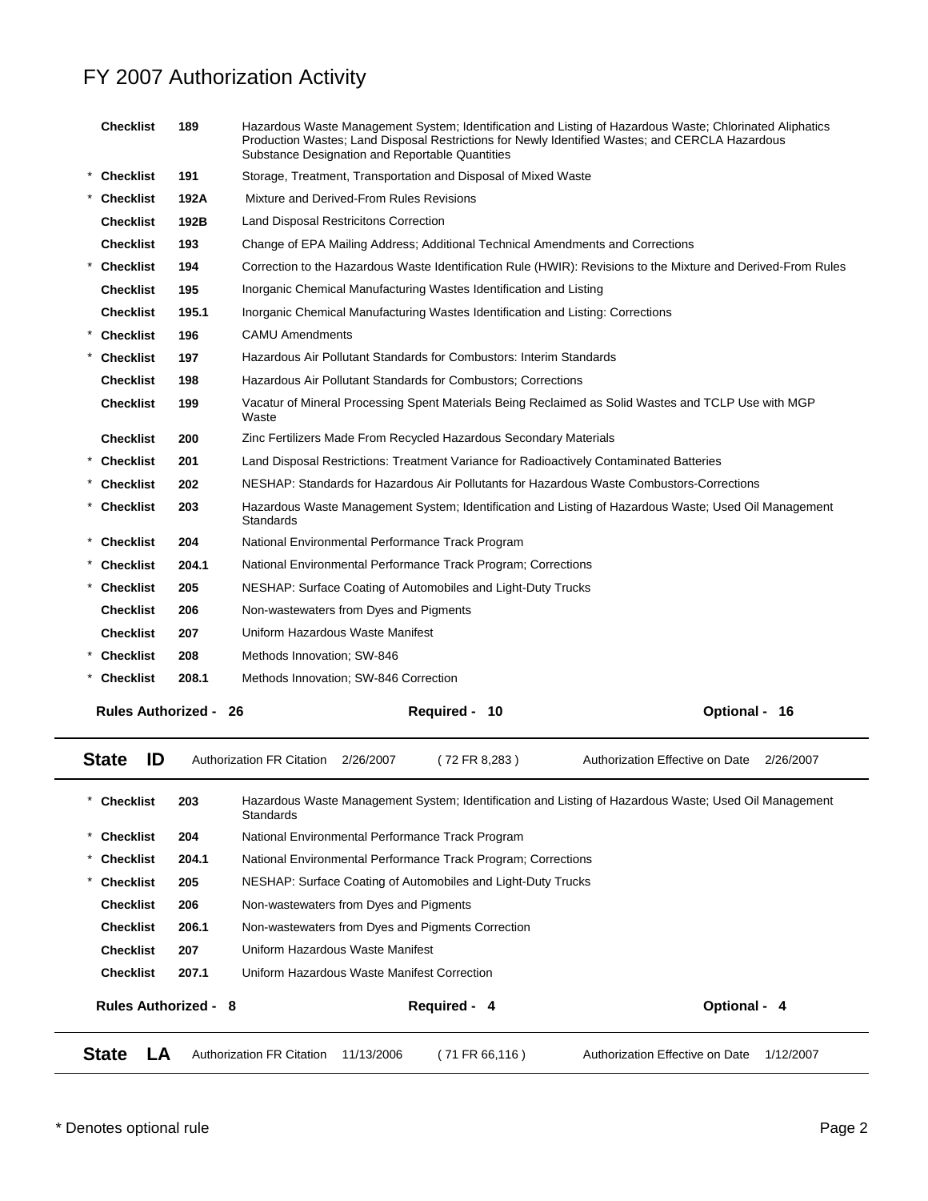# FY 2007 Authorization Activity

| | | | |
|---|---|---|---|
| | Checklist | 189 | Hazardous Waste Management System; Identification and Listing of Hazardous Waste; Chlorinated Aliphatics Production Wastes; Land Disposal Restrictions for Newly Identified Wastes; and CERCLA Hazardous Substance Designation and Reportable Quantities |
| * | Checklist | 191 | Storage, Treatment, Transportation and Disposal of Mixed Waste |
| * | Checklist | 192A | Mixture and Derived-From Rules Revisions |
| | Checklist | 192B | Land Disposal Restricitons Correction |
| | Checklist | 193 | Change of EPA Mailing Address; Additional Technical Amendments and Corrections |
| * | Checklist | 194 | Correction to the Hazardous Waste Identification Rule (HWIR): Revisions to the Mixture and Derived-From Rules |
| | Checklist | 195 | Inorganic Chemical Manufacturing Wastes Identification and Listing |
| | Checklist | 195.1 | Inorganic Chemical Manufacturing Wastes Identification and Listing: Corrections |
| * | Checklist | 196 | CAMU Amendments |
| * | Checklist | 197 | Hazardous Air Pollutant Standards for Combustors: Interim Standards |
| | Checklist | 198 | Hazardous Air Pollutant Standards for Combustors; Corrections |
| | Checklist | 199 | Vacatur of Mineral Processing Spent Materials Being Reclaimed as Solid Wastes and TCLP Use with MGP Waste |
| | Checklist | 200 | Zinc Fertilizers Made From Recycled Hazardous Secondary Materials |
| * | Checklist | 201 | Land Disposal Restrictions: Treatment Variance for Radioactively Contaminated Batteries |
| * | Checklist | 202 | NESHAP: Standards for Hazardous Air Pollutants for Hazardous Waste Combustors-Corrections |
| * | Checklist | 203 | Hazardous Waste Management System; Identification and Listing of Hazardous Waste; Used Oil Management Standards |
| * | Checklist | 204 | National Environmental Performance Track Program |
| * | Checklist | 204.1 | National Environmental Performance Track Program; Corrections |
| * | Checklist | 205 | NESHAP: Surface Coating of Automobiles and Light-Duty Trucks |
| | Checklist | 206 | Non-wastewaters from Dyes and Pigments |
| | Checklist | 207 | Uniform Hazardous Waste Manifest |
| * | Checklist | 208 | Methods Innovation; SW-846 |
| * | Checklist | 208.1 | Methods Innovation; SW-846 Correction |

**Rules Authorized - 26** | **Required - 10** | **Optional - 16**

---

**State ID** | Authorization FR Citation 2/26/2007 (72 FR 8,283) | Authorization Effective on Date 2/26/2007

| | | | |
|---|---|---|---|
| * | Checklist | 203 | Hazardous Waste Management System; Identification and Listing of Hazardous Waste; Used Oil Management Standards |
| * | Checklist | 204 | National Environmental Performance Track Program |
| * | Checklist | 204.1 | National Environmental Performance Track Program; Corrections |
| * | Checklist | 205 | NESHAP: Surface Coating of Automobiles and Light-Duty Trucks |
| | Checklist | 206 | Non-wastewaters from Dyes and Pigments |
| | Checklist | 206.1 | Non-wastewaters from Dyes and Pigments Correction |
| | Checklist | 207 | Uniform Hazardous Waste Manifest |
| | Checklist | 207.1 | Uniform Hazardous Waste Manifest Correction |

**Rules Authorized - 8** | **Required - 4** | **Optional - 4**

---

**State LA** | Authorization FR Citation 11/13/2006 (71 FR 66,116) | Authorization Effective on Date 1/12/2007

---

\* Denotes optional rule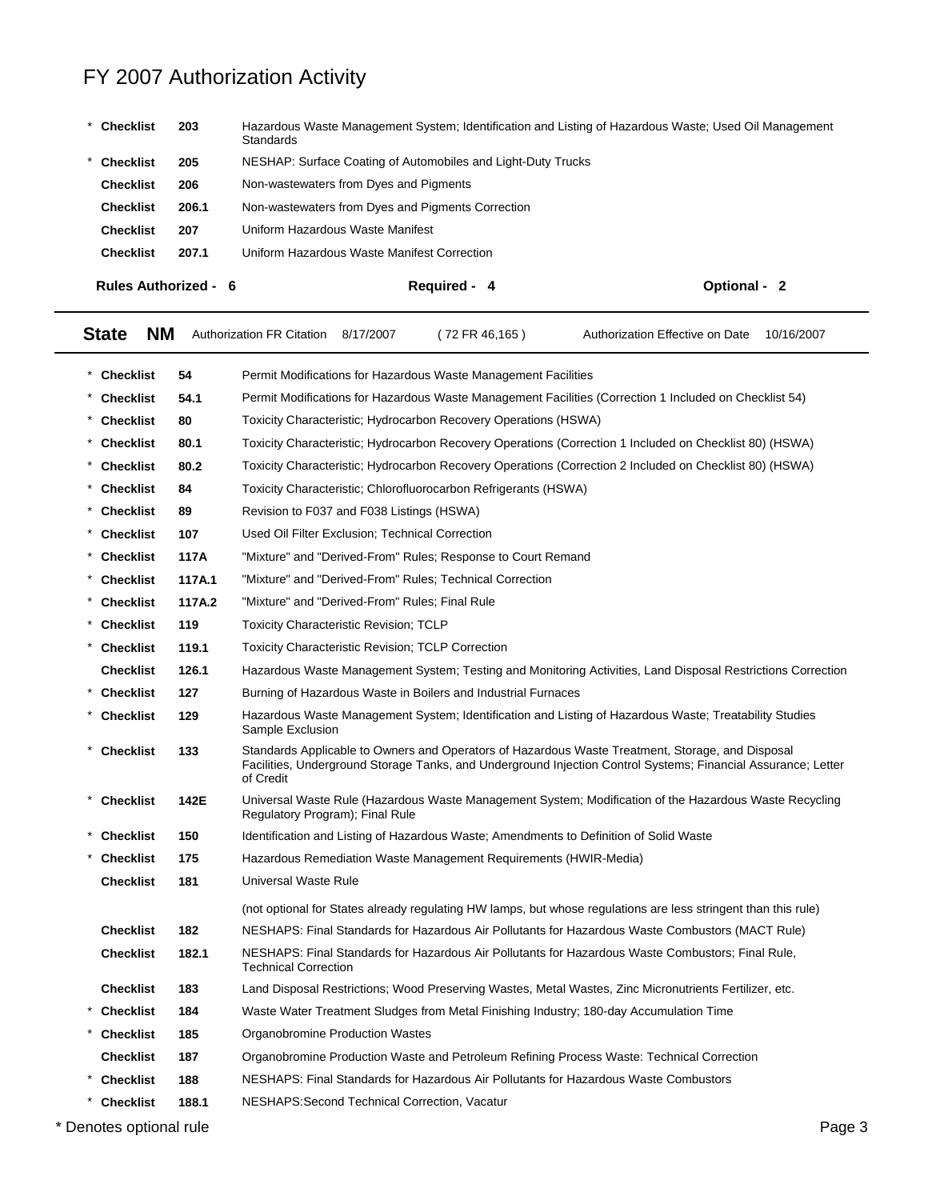# FY 2007 Authorization Activity

| | | | |
|---|---|---|---|
| * | **Checklist** | **203** | Hazardous Waste Management System; Identification and Listing of Hazardous Waste; Used Oil Management Standards |
| * | **Checklist** | **205** | NESHAP: Surface Coating of Automobiles and Light-Duty Trucks |
| | **Checklist** | **206** | Non-wastewaters from Dyes and Pigments |
| | **Checklist** | **206.1** | Non-wastewaters from Dyes and Pigments Correction |
| | **Checklist** | **207** | Uniform Hazardous Waste Manifest |
| | **Checklist** | **207.1** | Uniform Hazardous Waste Manifest Correction |

**Rules Authorized - 6** **Required - 4** **Optional - 2**

**State NM** Authorization FR Citation 8/17/2007 ( 72 FR 46,165 ) Authorization Effective on Date 10/16/2007

| | | | |
|---|---|---|---|
| * | **Checklist** | **54** | Permit Modifications for Hazardous Waste Management Facilities |
| * | **Checklist** | **54.1** | Permit Modifications for Hazardous Waste Management Facilities (Correction 1 Included on Checklist 54) |
| * | **Checklist** | **80** | Toxicity Characteristic; Hydrocarbon Recovery Operations (HSWA) |
| * | **Checklist** | **80.1** | Toxicity Characteristic; Hydrocarbon Recovery Operations (Correction 1 Included on Checklist 80) (HSWA) |
| * | **Checklist** | **80.2** | Toxicity Characteristic; Hydrocarbon Recovery Operations (Correction 2 Included on Checklist 80) (HSWA) |
| * | **Checklist** | **84** | Toxicity Characteristic; Chlorofluorocarbon Refrigerants (HSWA) |
| * | **Checklist** | **89** | Revision to F037 and F038 Listings (HSWA) |
| * | **Checklist** | **107** | Used Oil Filter Exclusion; Technical Correction |
| * | **Checklist** | **117A** | "Mixture" and "Derived-From" Rules; Response to Court Remand |
| * | **Checklist** | **117A.1** | "Mixture" and "Derived-From" Rules; Technical Correction |
| * | **Checklist** | **117A.2** | "Mixture" and "Derived-From" Rules; Final Rule |
| * | **Checklist** | **119** | Toxicity Characteristic Revision; TCLP |
| * | **Checklist** | **119.1** | Toxicity Characteristic Revision; TCLP Correction |
| | **Checklist** | **126.1** | Hazardous Waste Management System; Testing and Monitoring Activities, Land Disposal Restrictions Correction |
| * | **Checklist** | **127** | Burning of Hazardous Waste in Boilers and Industrial Furnaces |
| * | **Checklist** | **129** | Hazardous Waste Management System; Identification and Listing of Hazardous Waste; Treatability Studies Sample Exclusion |
| * | **Checklist** | **133** | Standards Applicable to Owners and Operators of Hazardous Waste Treatment, Storage, and Disposal Facilities, Underground Storage Tanks, and Underground Injection Control Systems; Financial Assurance; Letter of Credit |
| * | **Checklist** | **142E** | Universal Waste Rule (Hazardous Waste Management System; Modification of the Hazardous Waste Recycling Regulatory Program); Final Rule |
| * | **Checklist** | **150** | Identification and Listing of Hazardous Waste; Amendments to Definition of Solid Waste |
| * | **Checklist** | **175** | Hazardous Remediation Waste Management Requirements (HWIR-Media) |
| | **Checklist** | **181** | Universal Waste Rule<br>(not optional for States already regulating HW lamps, but whose regulations are less stringent than this rule) |
| | **Checklist** | **182** | NESHAPS: Final Standards for Hazardous Air Pollutants for Hazardous Waste Combustors (MACT Rule) |
| | **Checklist** | **182.1** | NESHAPS: Final Standards for Hazardous Air Pollutants for Hazardous Waste Combustors; Final Rule, Technical Correction |
| | **Checklist** | **183** | Land Disposal Restrictions; Wood Preserving Wastes, Metal Wastes, Zinc Micronutrients Fertilizer, etc. |
| * | **Checklist** | **184** | Waste Water Treatment Sludges from Metal Finishing Industry; 180-day Accumulation Time |
| * | **Checklist** | **185** | Organobromine Production Wastes |
| | **Checklist** | **187** | Organobromine Production Waste and Petroleum Refining Process Waste: Technical Correction |
| * | **Checklist** | **188** | NESHAPS: Final Standards for Hazardous Air Pollutants for Hazardous Waste Combustors |
| * | **Checklist** | **188.1** | NESHAPS:Second Technical Correction, Vacatur |

* Denotes optional rule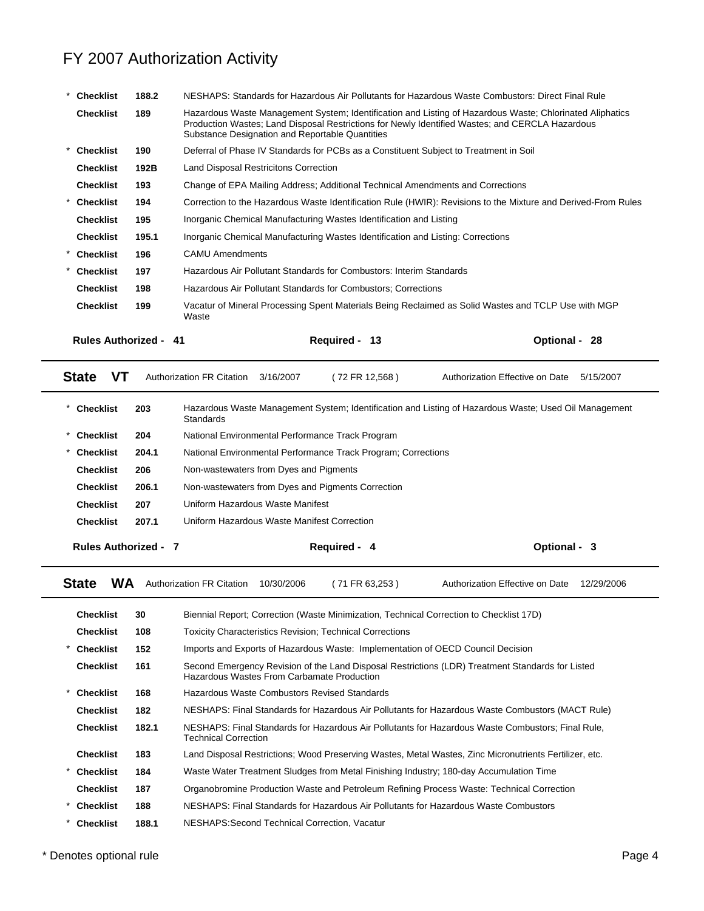# FY 2007 Authorization Activity

| | | | |
|---|---|---|---|
| * | **Checklist** | **188.2** | NESHAPS: Standards for Hazardous Air Pollutants for Hazardous Waste Combustors: Direct Final Rule |
| | **Checklist** | **189** | Hazardous Waste Management System; Identification and Listing of Hazardous Waste; Chlorinated Aliphatics Production Wastes; Land Disposal Restrictions for Newly Identified Wastes; and CERCLA Hazardous Substance Designation and Reportable Quantities |
| * | **Checklist** | **190** | Deferral of Phase IV Standards for PCBs as a Constituent Subject to Treatment in Soil |
| | **Checklist** | **192B** | Land Disposal Restricitons Correction |
| | **Checklist** | **193** | Change of EPA Mailing Address; Additional Technical Amendments and Corrections |
| * | **Checklist** | **194** | Correction to the Hazardous Waste Identification Rule (HWIR): Revisions to the Mixture and Derived-From Rules |
| | **Checklist** | **195** | Inorganic Chemical Manufacturing Wastes Identification and Listing |
| | **Checklist** | **195.1** | Inorganic Chemical Manufacturing Wastes Identification and Listing: Corrections |
| * | **Checklist** | **196** | CAMU Amendments |
| * | **Checklist** | **197** | Hazardous Air Pollutant Standards for Combustors: Interim Standards |
| | **Checklist** | **198** | Hazardous Air Pollutant Standards for Combustors; Corrections |
| | **Checklist** | **199** | Vacatur of Mineral Processing Spent Materials Being Reclaimed as Solid Wastes and TCLP Use with MGP Waste |

**Rules Authorized - 41** | **Required - 13** | **Optional - 28**

---

**State VT** | Authorization FR Citation 3/16/2007 ( 72 FR 12,568 ) | Authorization Effective on Date 5/15/2007

| | | | |
|---|---|---|---|
| * | **Checklist** | **203** | Hazardous Waste Management System; Identification and Listing of Hazardous Waste; Used Oil Management Standards |
| * | **Checklist** | **204** | National Environmental Performance Track Program |
| * | **Checklist** | **204.1** | National Environmental Performance Track Program; Corrections |
| | **Checklist** | **206** | Non-wastewaters from Dyes and Pigments |
| | **Checklist** | **206.1** | Non-wastewaters from Dyes and Pigments Correction |
| | **Checklist** | **207** | Uniform Hazardous Waste Manifest |
| | **Checklist** | **207.1** | Uniform Hazardous Waste Manifest Correction |

**Rules Authorized - 7** | **Required - 4** | **Optional - 3**

---

**State WA** | Authorization FR Citation 10/30/2006 ( 71 FR 63,253 ) | Authorization Effective on Date 12/29/2006

| | | | |
|---|---|---|---|
| | **Checklist** | **30** | Biennial Report; Correction (Waste Minimization, Technical Correction to Checklist 17D) |
| | **Checklist** | **108** | Toxicity Characteristics Revision; Technical Corrections |
| * | **Checklist** | **152** | Imports and Exports of Hazardous Waste: Implementation of OECD Council Decision |
| | **Checklist** | **161** | Second Emergency Revision of the Land Disposal Restrictions (LDR) Treatment Standards for Listed Hazardous Wastes From Carbamate Production |
| * | **Checklist** | **168** | Hazardous Waste Combustors Revised Standards |
| | **Checklist** | **182** | NESHAPS: Final Standards for Hazardous Air Pollutants for Hazardous Waste Combustors (MACT Rule) |
| | **Checklist** | **182.1** | NESHAPS: Final Standards for Hazardous Air Pollutants for Hazardous Waste Combustors; Final Rule, Technical Correction |
| | **Checklist** | **183** | Land Disposal Restrictions; Wood Preserving Wastes, Metal Wastes, Zinc Micronutrients Fertilizer, etc. |
| * | **Checklist** | **184** | Waste Water Treatment Sludges from Metal Finishing Industry; 180-day Accumulation Time |
| | **Checklist** | **187** | Organobromine Production Waste and Petroleum Refining Process Waste: Technical Correction |
| * | **Checklist** | **188** | NESHAPS: Final Standards for Hazardous Air Pollutants for Hazardous Waste Combustors |
| * | **Checklist** | **188.1** | NESHAPS:Second Technical Correction, Vacatur |

\* Denotes optional rule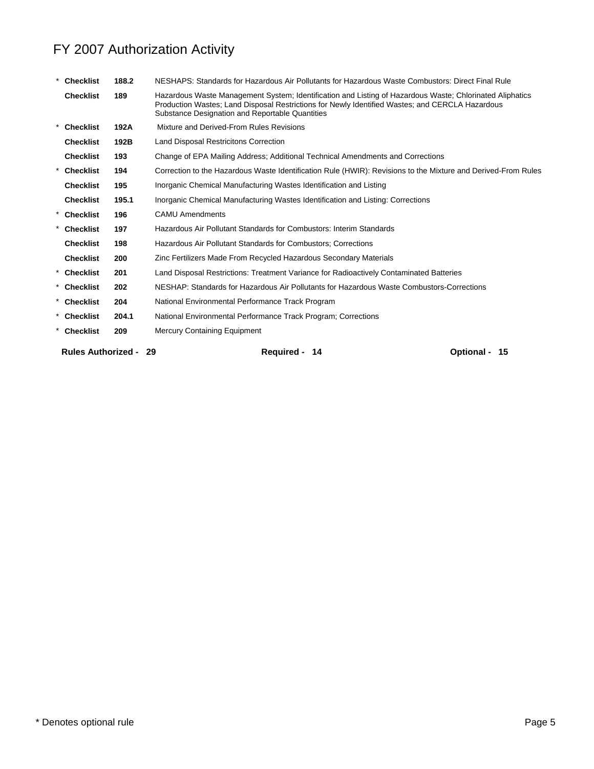# FY 2007 Authorization Activity

| | | | |
|---|---|---|---|
| * | **Checklist** | **188.2** | NESHAPS: Standards for Hazardous Air Pollutants for Hazardous Waste Combustors: Direct Final Rule |
| | **Checklist** | **189** | Hazardous Waste Management System; Identification and Listing of Hazardous Waste; Chlorinated Aliphatics Production Wastes; Land Disposal Restrictions for Newly Identified Wastes; and CERCLA Hazardous Substance Designation and Reportable Quantities |
| * | **Checklist** | **192A** | Mixture and Derived-From Rules Revisions |
| | **Checklist** | **192B** | Land Disposal Restricitons Correction |
| | **Checklist** | **193** | Change of EPA Mailing Address; Additional Technical Amendments and Corrections |
| * | **Checklist** | **194** | Correction to the Hazardous Waste Identification Rule (HWIR): Revisions to the Mixture and Derived-From Rules |
| | **Checklist** | **195** | Inorganic Chemical Manufacturing Wastes Identification and Listing |
| | **Checklist** | **195.1** | Inorganic Chemical Manufacturing Wastes Identification and Listing: Corrections |
| * | **Checklist** | **196** | CAMU Amendments |
| * | **Checklist** | **197** | Hazardous Air Pollutant Standards for Combustors: Interim Standards |
| | **Checklist** | **198** | Hazardous Air Pollutant Standards for Combustors; Corrections |
| | **Checklist** | **200** | Zinc Fertilizers Made From Recycled Hazardous Secondary Materials |
| * | **Checklist** | **201** | Land Disposal Restrictions: Treatment Variance for Radioactively Contaminated Batteries |
| * | **Checklist** | **202** | NESHAP: Standards for Hazardous Air Pollutants for Hazardous Waste Combustors-Corrections |
| * | **Checklist** | **204** | National Environmental Performance Track Program |
| * | **Checklist** | **204.1** | National Environmental Performance Track Program; Corrections |
| * | **Checklist** | **209** | Mercury Containing Equipment |

**Rules Authorized - 29** **Required - 14** **Optional - 15**

\* Denotes optional rule